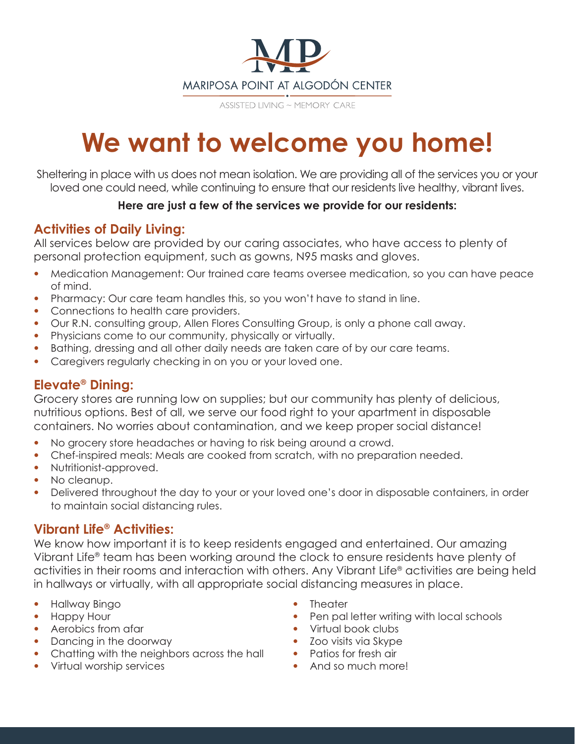MARIPOSA POINT AT ALGODÓN CENTER

ASSISTED LIVING ~ MEMORY CARE

# We want to welcome you home!

Sheltering in place with us does not mean isolation. We are providing all of the services you or your loved one could need, while continuing to ensure that our residents live healthy, vibrant lives.

**Here are just a few of the services we provide for our residents:**

## Activities of Daily Living:

All services below are provided by our caring associates, who have access to plenty of personal protection equipment, such as gowns, N95 masks and gloves.

- Medication Management: Our trained care teams oversee medication, so you can have peace of mind.
- Pharmacy: Our care team handles this, so you won't have to stand in line.
- Connections to health care providers.
- Our R.N. consulting group, Allen Flores Consulting Group, is only a phone call away.
- Physicians come to our community, physically or virtually.
- Bathing, dressing and all other daily needs are taken care of by our care teams.
- Caregivers regularly checking in on you or your loved one.

## Elevate® Dining:

Grocery stores are running low on supplies; but our community has plenty of delicious, nutritious options. Best of all, we serve our food right to your apartment in disposable containers. No worries about contamination, and we keep proper social distance!

- No grocery store headaches or having to risk being around a crowd.
- Chef-inspired meals: Meals are cooked from scratch, with no preparation needed.
- Nutritionist-approved.
- No cleanup.
- Delivered throughout the day to your or your loved one's door in disposable containers, in order to maintain social distancing rules.

## Vibrant Life® Activities:

We know how important it is to keep residents engaged and entertained. Our amazing Vibrant Life® team has been working around the clock to ensure residents have plenty of activities in their rooms and interaction with others. Any Vibrant Life® activities are being held in hallways or virtually, with all appropriate social distancing measures in place.

- Hallway Bingo
- Happy Hour
- Aerobics from afar
- Dancing in the doorway
- Chatting with the neighbors across the hall
- Virtual worship services
- Theater
- Pen pal letter writing with local schools
- Virtual book clubs
- Zoo visits via Skype
- Patios for fresh air
- And so much more!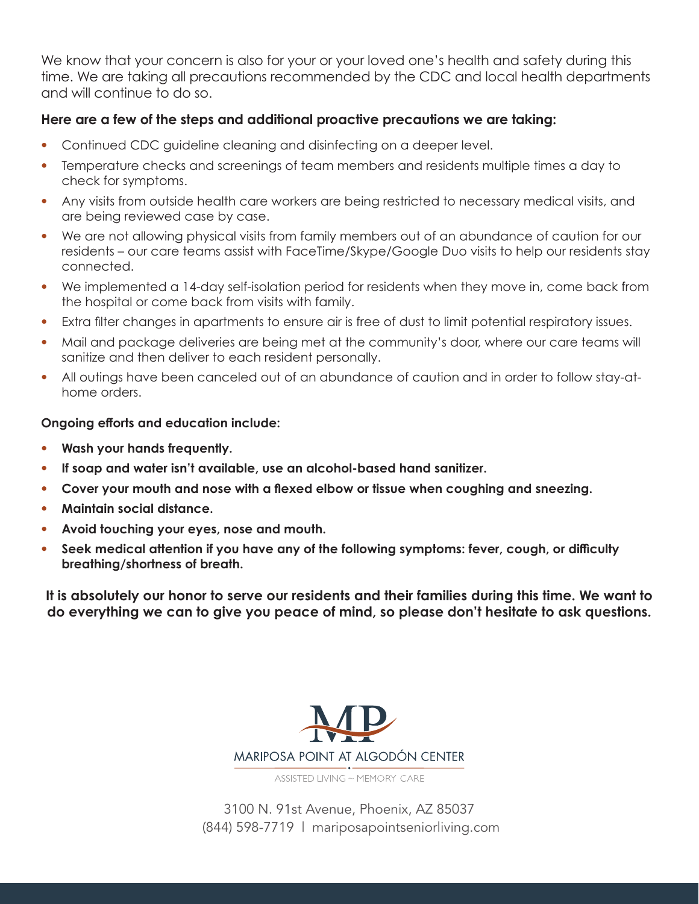We know that your concern is also for your or your loved one's health and safety during this time. We are taking all precautions recommended by the CDC and local health departments and will continue to do so.

**Here are a few of the steps and additional proactive precautions we are taking:**

- Continued CDC guideline cleaning and disinfecting on a deeper level.
- Temperature checks and screenings of team members and residents multiple times a day to check for symptoms.
- Any visits from outside health care workers are being restricted to necessary medical visits, and are being reviewed case by case.
- We are not allowing physical visits from family members out of an abundance of caution for our residents – our care teams assist with FaceTime/Skype/Google Duo visits to help our residents stay connected.
- We implemented a 14-day self-isolation period for residents when they move in, come back from the hospital or come back from visits with family.
- Extra filter changes in apartments to ensure air is free of dust to limit potential respiratory issues.
- Mail and package deliveries are being met at the community's door, where our care teams will sanitize and then deliver to each resident personally.
- All outings have been canceled out of an abundance of caution and in order to follow stay-at-home orders.

**Ongoing efforts and education include:**

- **Wash your hands frequently.**
- **If soap and water isn't available, use an alcohol-based hand sanitizer.**
- **Cover your mouth and nose with a flexed elbow or tissue when coughing and sneezing.**
- **Maintain social distance.**
- **Avoid touching your eyes, nose and mouth.**
- **Seek medical attention if you have any of the following symptoms: fever, cough, or difficulty breathing/shortness of breath.**

**It is absolutely our honor to serve our residents and their families during this time. We want to do everything we can to give you peace of mind, so please don't hesitate to ask questions.**

MP

MARIPOSA POINT AT ALGODÓN CENTER

ASSISTED LIVING ~ MEMORY CARE

3100 N. 91st Avenue, Phoenix, AZ 85037
(844) 598-7719 | mariposapointseniorliving.com